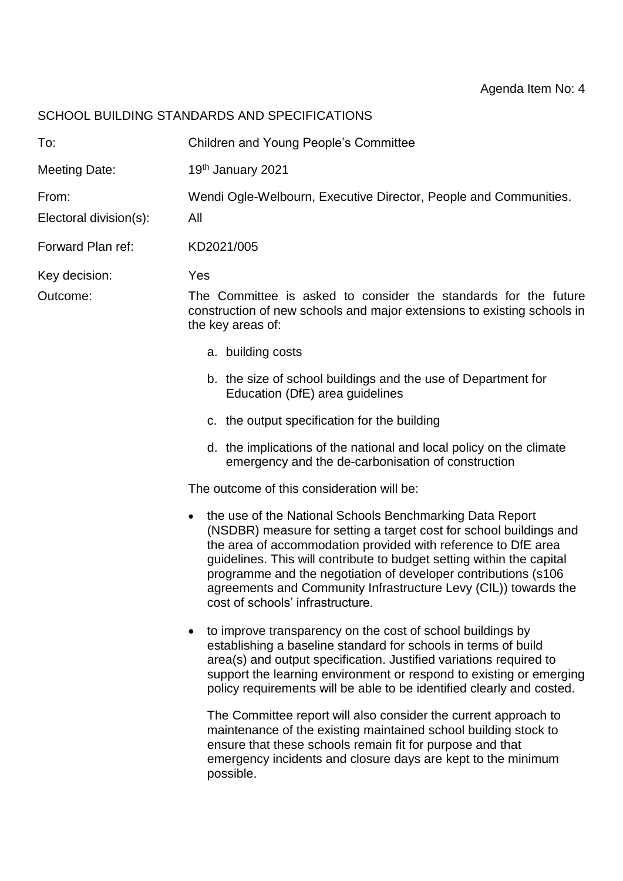Agenda Item No: 4

## SCHOOL BUILDING STANDARDS AND SPECIFICATIONS

| | |
|---|---|
| To: | Children and Young People's Committee |
| Meeting Date: | 19th January 2021 |
| From: | Wendi Ogle-Welbourn, Executive Director, People and Communities. |
| Electoral division(s): | All |
| Forward Plan ref: | KD2021/005 |
| Key decision: | Yes |

Outcome: The Committee is asked to consider the standards for the future construction of new schools and major extensions to existing schools in the key areas of:

a. building costs

b. the size of school buildings and the use of Department for Education (DfE) area guidelines

c. the output specification for the building

d. the implications of the national and local policy on the climate emergency and the de-carbonisation of construction

The outcome of this consideration will be:

- the use of the National Schools Benchmarking Data Report (NSDBR) measure for setting a target cost for school buildings and the area of accommodation provided with reference to DfE area guidelines. This will contribute to budget setting within the capital programme and the negotiation of developer contributions (s106 agreements and Community Infrastructure Levy (CIL)) towards the cost of schools' infrastructure.

- to improve transparency on the cost of school buildings by establishing a baseline standard for schools in terms of build area(s) and output specification. Justified variations required to support the learning environment or respond to existing or emerging policy requirements will be able to be identified clearly and costed.

  The Committee report will also consider the current approach to maintenance of the existing maintained school building stock to ensure that these schools remain fit for purpose and that emergency incidents and closure days are kept to the minimum possible.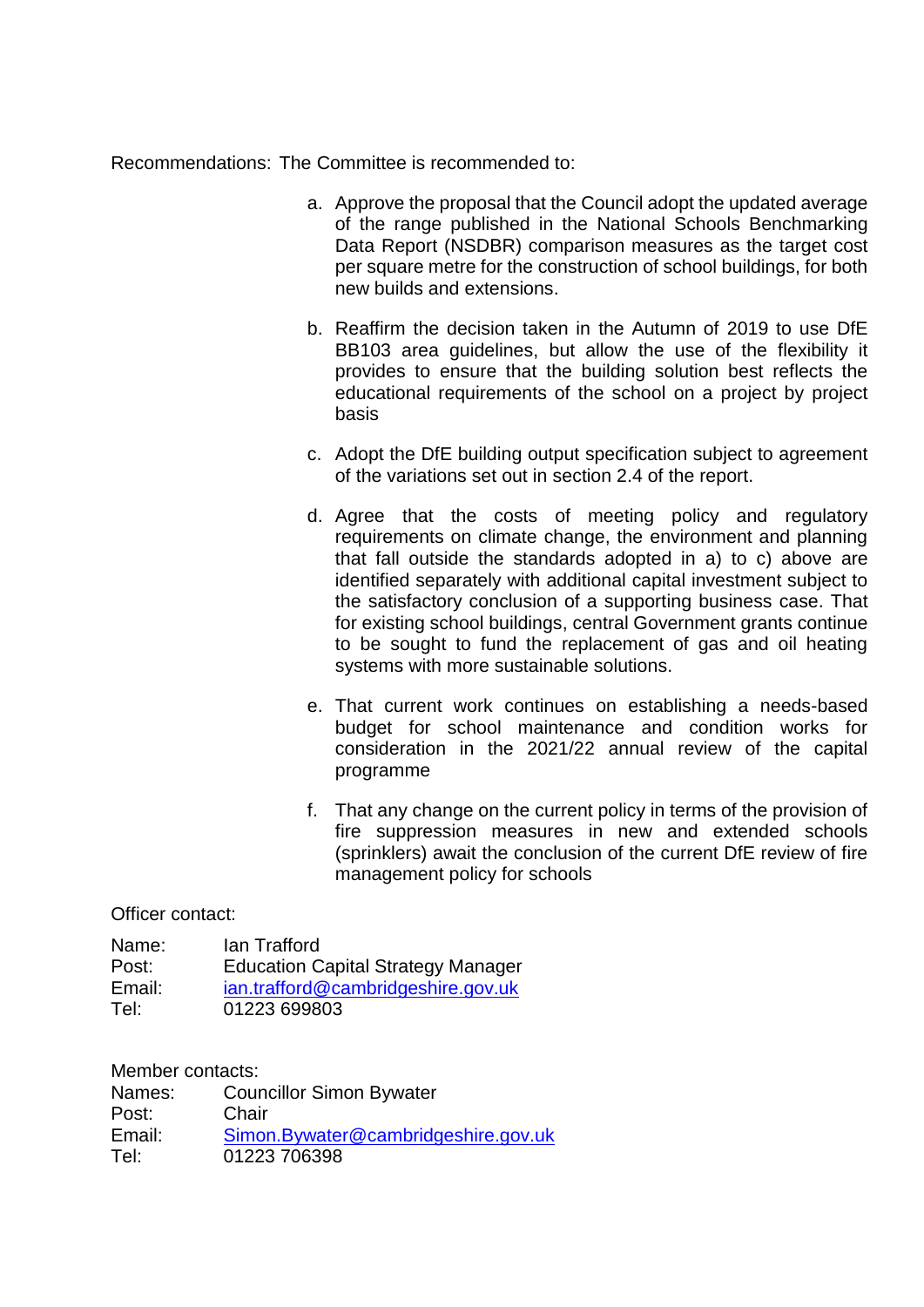Recommendations: The Committee is recommended to:

a. Approve the proposal that the Council adopt the updated average of the range published in the National Schools Benchmarking Data Report (NSDBR) comparison measures as the target cost per square metre for the construction of school buildings, for both new builds and extensions.

b. Reaffirm the decision taken in the Autumn of 2019 to use DfE BB103 area guidelines, but allow the use of the flexibility it provides to ensure that the building solution best reflects the educational requirements of the school on a project by project basis

c. Adopt the DfE building output specification subject to agreement of the variations set out in section 2.4 of the report.

d. Agree that the costs of meeting policy and regulatory requirements on climate change, the environment and planning that fall outside the standards adopted in a) to c) above are identified separately with additional capital investment subject to the satisfactory conclusion of a supporting business case. That for existing school buildings, central Government grants continue to be sought to fund the replacement of gas and oil heating systems with more sustainable solutions.

e. That current work continues on establishing a needs-based budget for school maintenance and condition works for consideration in the 2021/22 annual review of the capital programme

f. That any change on the current policy in terms of the provision of fire suppression measures in new and extended schools (sprinklers) await the conclusion of the current DfE review of fire management policy for schools

Officer contact:

| | |
|---|---|
| Name: | Ian Trafford |
| Post: | Education Capital Strategy Manager |
| Email: | ian.trafford@cambridgeshire.gov.uk |
| Tel: | 01223 699803 |

Member contacts:

| | |
|---|---|
| Names: | Councillor Simon Bywater |
| Post: | Chair |
| Email: | Simon.Bywater@cambridgeshire.gov.uk |
| Tel: | 01223 706398 |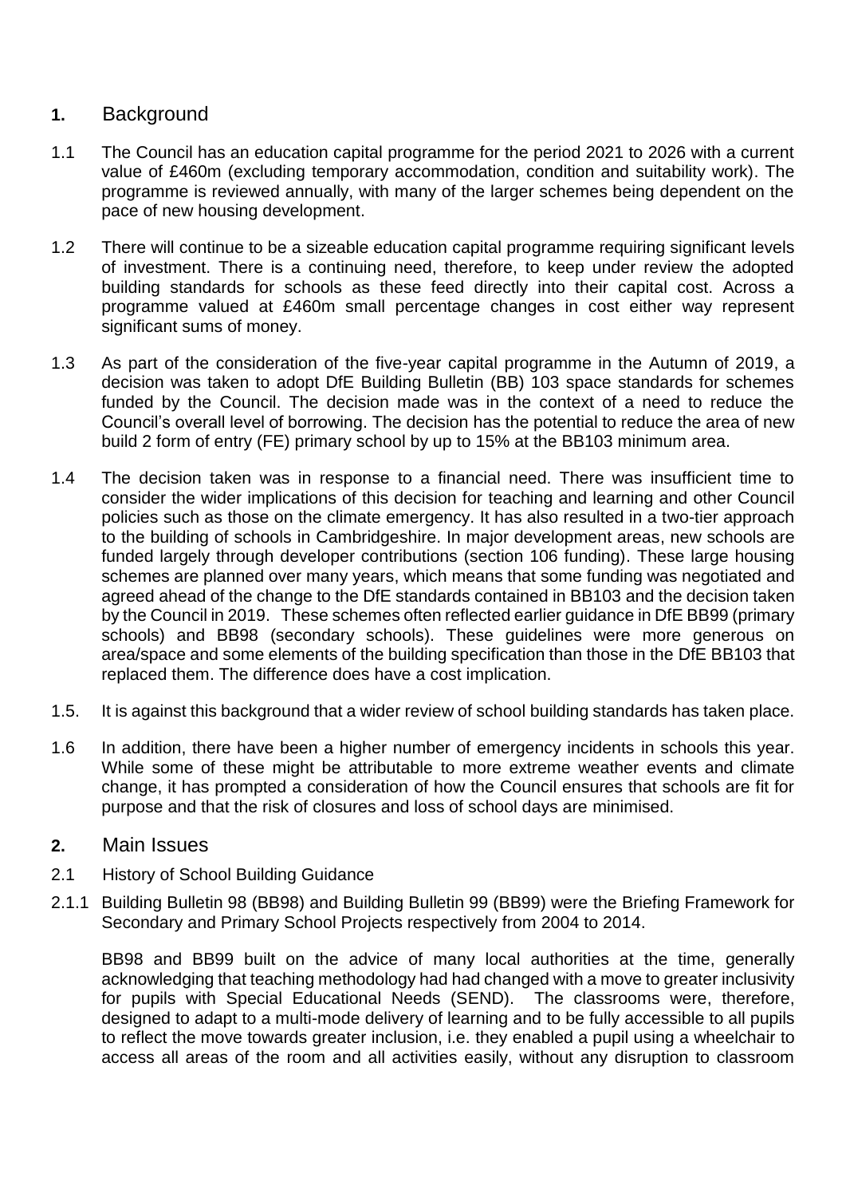## 1. Background

1.1 The Council has an education capital programme for the period 2021 to 2026 with a current value of £460m (excluding temporary accommodation, condition and suitability work). The programme is reviewed annually, with many of the larger schemes being dependent on the pace of new housing development.

1.2 There will continue to be a sizeable education capital programme requiring significant levels of investment. There is a continuing need, therefore, to keep under review the adopted building standards for schools as these feed directly into their capital cost. Across a programme valued at £460m small percentage changes in cost either way represent significant sums of money.

1.3 As part of the consideration of the five-year capital programme in the Autumn of 2019, a decision was taken to adopt DfE Building Bulletin (BB) 103 space standards for schemes funded by the Council. The decision made was in the context of a need to reduce the Council's overall level of borrowing. The decision has the potential to reduce the area of new build 2 form of entry (FE) primary school by up to 15% at the BB103 minimum area.

1.4 The decision taken was in response to a financial need. There was insufficient time to consider the wider implications of this decision for teaching and learning and other Council policies such as those on the climate emergency. It has also resulted in a two-tier approach to the building of schools in Cambridgeshire. In major development areas, new schools are funded largely through developer contributions (section 106 funding). These large housing schemes are planned over many years, which means that some funding was negotiated and agreed ahead of the change to the DfE standards contained in BB103 and the decision taken by the Council in 2019. These schemes often reflected earlier guidance in DfE BB99 (primary schools) and BB98 (secondary schools). These guidelines were more generous on area/space and some elements of the building specification than those in the DfE BB103 that replaced them. The difference does have a cost implication.

1.5. It is against this background that a wider review of school building standards has taken place.

1.6 In addition, there have been a higher number of emergency incidents in schools this year. While some of these might be attributable to more extreme weather events and climate change, it has prompted a consideration of how the Council ensures that schools are fit for purpose and that the risk of closures and loss of school days are minimised.

## 2. Main Issues

### 2.1 History of School Building Guidance

2.1.1 Building Bulletin 98 (BB98) and Building Bulletin 99 (BB99) were the Briefing Framework for Secondary and Primary School Projects respectively from 2004 to 2014.

BB98 and BB99 built on the advice of many local authorities at the time, generally acknowledging that teaching methodology had had changed with a move to greater inclusivity for pupils with Special Educational Needs (SEND). The classrooms were, therefore, designed to adapt to a multi-mode delivery of learning and to be fully accessible to all pupils to reflect the move towards greater inclusion, i.e. they enabled a pupil using a wheelchair to access all areas of the room and all activities easily, without any disruption to classroom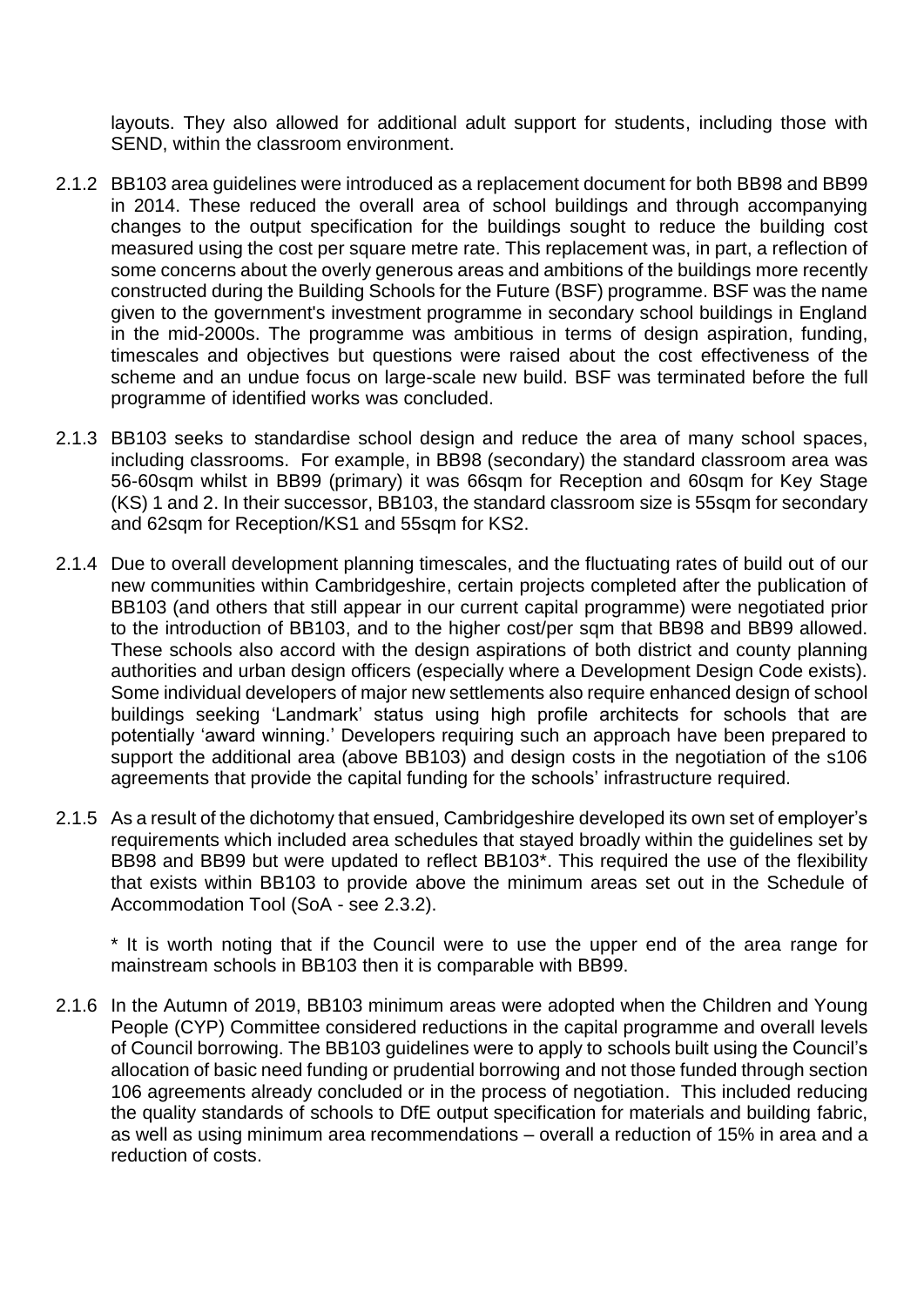layouts. They also allowed for additional adult support for students, including those with SEND, within the classroom environment.

2.1.2 BB103 area guidelines were introduced as a replacement document for both BB98 and BB99 in 2014. These reduced the overall area of school buildings and through accompanying changes to the output specification for the buildings sought to reduce the building cost measured using the cost per square metre rate. This replacement was, in part, a reflection of some concerns about the overly generous areas and ambitions of the buildings more recently constructed during the Building Schools for the Future (BSF) programme. BSF was the name given to the government's investment programme in secondary school buildings in England in the mid-2000s. The programme was ambitious in terms of design aspiration, funding, timescales and objectives but questions were raised about the cost effectiveness of the scheme and an undue focus on large-scale new build. BSF was terminated before the full programme of identified works was concluded.

2.1.3 BB103 seeks to standardise school design and reduce the area of many school spaces, including classrooms. For example, in BB98 (secondary) the standard classroom area was 56-60sqm whilst in BB99 (primary) it was 66sqm for Reception and 60sqm for Key Stage (KS) 1 and 2. In their successor, BB103, the standard classroom size is 55sqm for secondary and 62sqm for Reception/KS1 and 55sqm for KS2.

2.1.4 Due to overall development planning timescales, and the fluctuating rates of build out of our new communities within Cambridgeshire, certain projects completed after the publication of BB103 (and others that still appear in our current capital programme) were negotiated prior to the introduction of BB103, and to the higher cost/per sqm that BB98 and BB99 allowed. These schools also accord with the design aspirations of both district and county planning authorities and urban design officers (especially where a Development Design Code exists). Some individual developers of major new settlements also require enhanced design of school buildings seeking 'Landmark' status using high profile architects for schools that are potentially 'award winning.' Developers requiring such an approach have been prepared to support the additional area (above BB103) and design costs in the negotiation of the s106 agreements that provide the capital funding for the schools' infrastructure required.

2.1.5 As a result of the dichotomy that ensued, Cambridgeshire developed its own set of employer's requirements which included area schedules that stayed broadly within the guidelines set by BB98 and BB99 but were updated to reflect BB103*. This required the use of the flexibility that exists within BB103 to provide above the minimum areas set out in the Schedule of Accommodation Tool (SoA - see 2.3.2).

\* It is worth noting that if the Council were to use the upper end of the area range for mainstream schools in BB103 then it is comparable with BB99.

2.1.6 In the Autumn of 2019, BB103 minimum areas were adopted when the Children and Young People (CYP) Committee considered reductions in the capital programme and overall levels of Council borrowing. The BB103 guidelines were to apply to schools built using the Council's allocation of basic need funding or prudential borrowing and not those funded through section 106 agreements already concluded or in the process of negotiation. This included reducing the quality standards of schools to DfE output specification for materials and building fabric, as well as using minimum area recommendations – overall a reduction of 15% in area and a reduction of costs.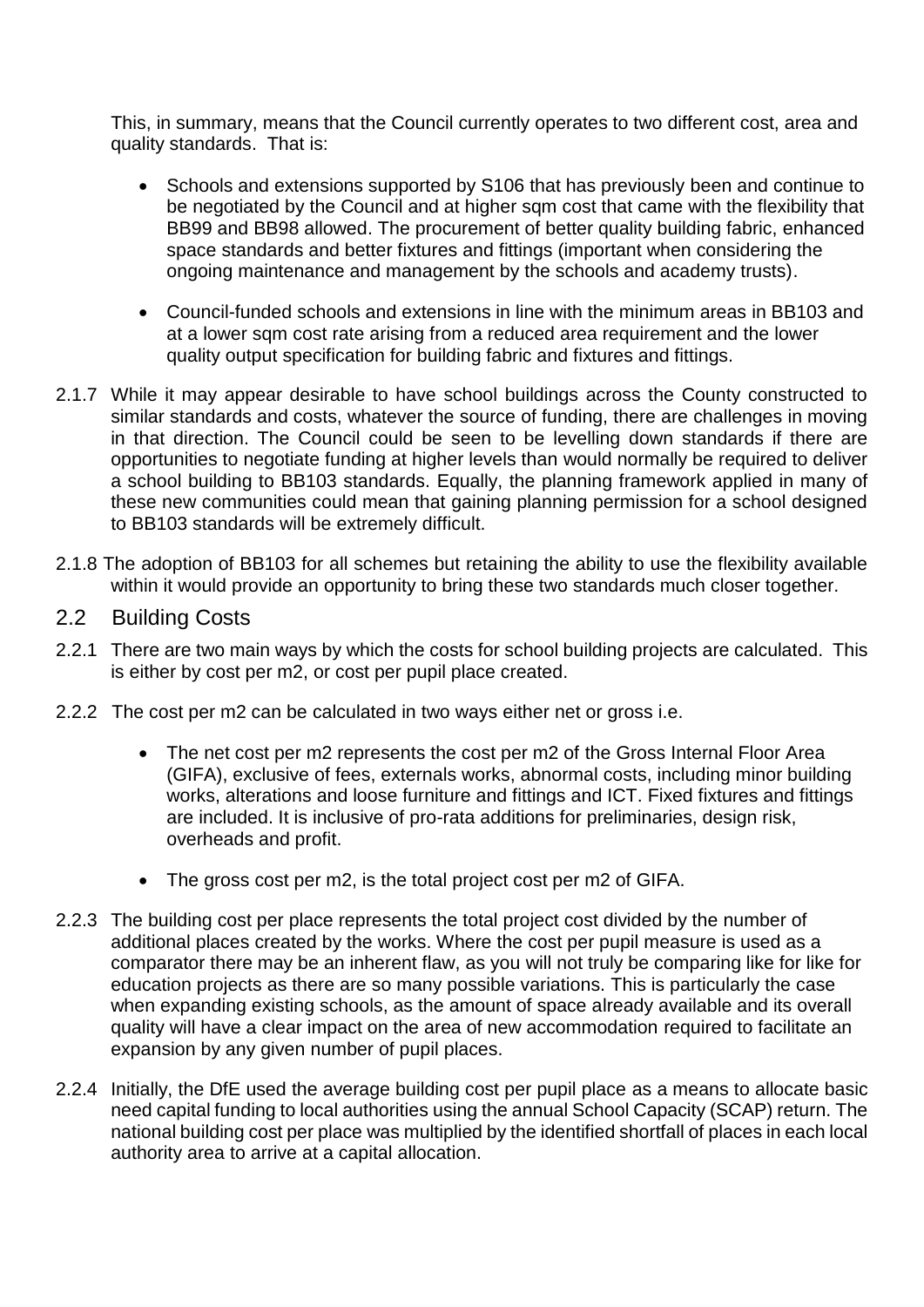This, in summary, means that the Council currently operates to two different cost, area and quality standards. That is:

- Schools and extensions supported by S106 that has previously been and continue to be negotiated by the Council and at higher sqm cost that came with the flexibility that BB99 and BB98 allowed. The procurement of better quality building fabric, enhanced space standards and better fixtures and fittings (important when considering the ongoing maintenance and management by the schools and academy trusts).

- Council-funded schools and extensions in line with the minimum areas in BB103 and at a lower sqm cost rate arising from a reduced area requirement and the lower quality output specification for building fabric and fixtures and fittings.

2.1.7 While it may appear desirable to have school buildings across the County constructed to similar standards and costs, whatever the source of funding, there are challenges in moving in that direction. The Council could be seen to be levelling down standards if there are opportunities to negotiate funding at higher levels than would normally be required to deliver a school building to BB103 standards. Equally, the planning framework applied in many of these new communities could mean that gaining planning permission for a school designed to BB103 standards will be extremely difficult.

2.1.8 The adoption of BB103 for all schemes but retaining the ability to use the flexibility available within it would provide an opportunity to bring these two standards much closer together.

## 2.2 Building Costs

2.2.1 There are two main ways by which the costs for school building projects are calculated. This is either by cost per m2, or cost per pupil place created.

2.2.2 The cost per m2 can be calculated in two ways either net or gross i.e.

- The net cost per m2 represents the cost per m2 of the Gross Internal Floor Area (GIFA), exclusive of fees, externals works, abnormal costs, including minor building works, alterations and loose furniture and fittings and ICT. Fixed fixtures and fittings are included. It is inclusive of pro-rata additions for preliminaries, design risk, overheads and profit.

- The gross cost per m2, is the total project cost per m2 of GIFA.

2.2.3 The building cost per place represents the total project cost divided by the number of additional places created by the works. Where the cost per pupil measure is used as a comparator there may be an inherent flaw, as you will not truly be comparing like for like for education projects as there are so many possible variations. This is particularly the case when expanding existing schools, as the amount of space already available and its overall quality will have a clear impact on the area of new accommodation required to facilitate an expansion by any given number of pupil places.

2.2.4 Initially, the DfE used the average building cost per pupil place as a means to allocate basic need capital funding to local authorities using the annual School Capacity (SCAP) return. The national building cost per place was multiplied by the identified shortfall of places in each local authority area to arrive at a capital allocation.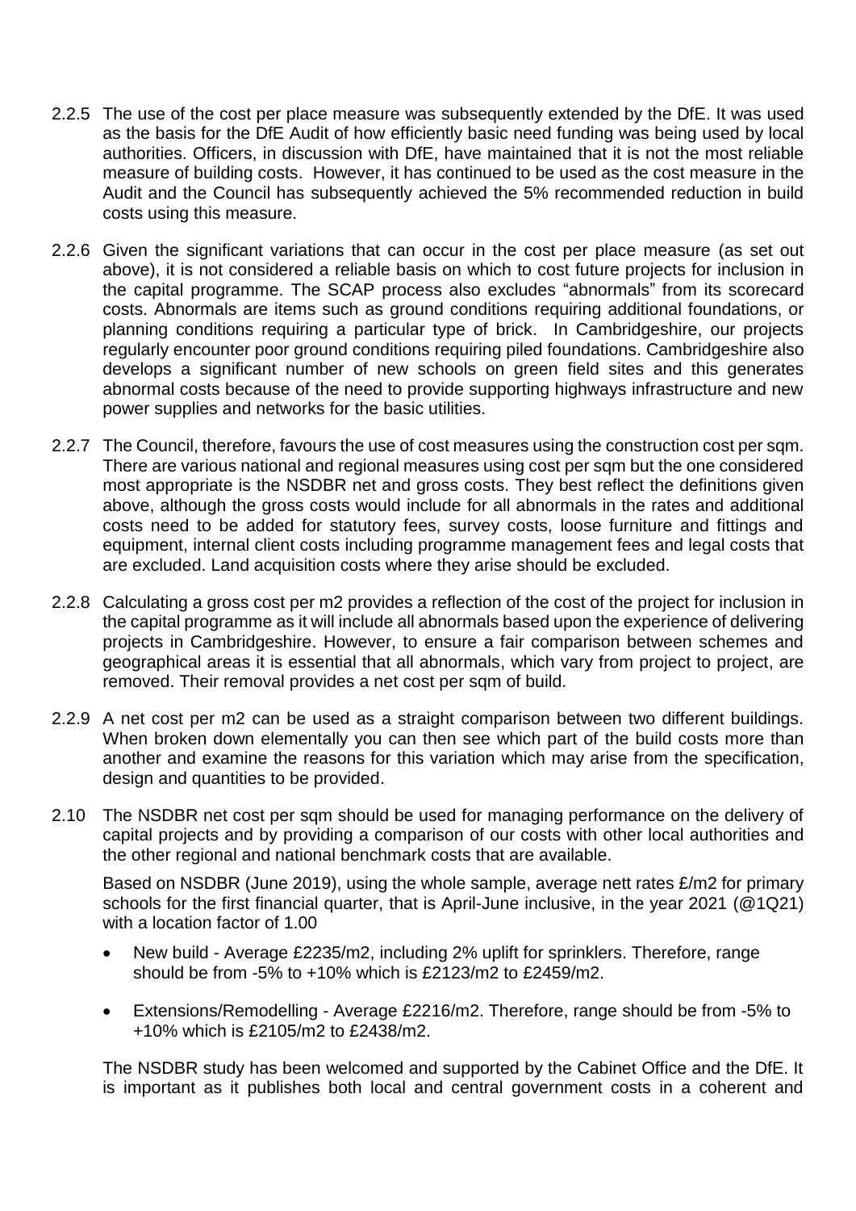2.2.5 The use of the cost per place measure was subsequently extended by the DfE. It was used as the basis for the DfE Audit of how efficiently basic need funding was being used by local authorities. Officers, in discussion with DfE, have maintained that it is not the most reliable measure of building costs. However, it has continued to be used as the cost measure in the Audit and the Council has subsequently achieved the 5% recommended reduction in build costs using this measure.

2.2.6 Given the significant variations that can occur in the cost per place measure (as set out above), it is not considered a reliable basis on which to cost future projects for inclusion in the capital programme. The SCAP process also excludes "abnormals" from its scorecard costs. Abnormals are items such as ground conditions requiring additional foundations, or planning conditions requiring a particular type of brick. In Cambridgeshire, our projects regularly encounter poor ground conditions requiring piled foundations. Cambridgeshire also develops a significant number of new schools on green field sites and this generates abnormal costs because of the need to provide supporting highways infrastructure and new power supplies and networks for the basic utilities.

2.2.7 The Council, therefore, favours the use of cost measures using the construction cost per sqm. There are various national and regional measures using cost per sqm but the one considered most appropriate is the NSDBR net and gross costs. They best reflect the definitions given above, although the gross costs would include for all abnormals in the rates and additional costs need to be added for statutory fees, survey costs, loose furniture and fittings and equipment, internal client costs including programme management fees and legal costs that are excluded. Land acquisition costs where they arise should be excluded.

2.2.8 Calculating a gross cost per m2 provides a reflection of the cost of the project for inclusion in the capital programme as it will include all abnormals based upon the experience of delivering projects in Cambridgeshire. However, to ensure a fair comparison between schemes and geographical areas it is essential that all abnormals, which vary from project to project, are removed. Their removal provides a net cost per sqm of build.

2.2.9 A net cost per m2 can be used as a straight comparison between two different buildings. When broken down elementally you can then see which part of the build costs more than another and examine the reasons for this variation which may arise from the specification, design and quantities to be provided.

2.10 The NSDBR net cost per sqm should be used for managing performance on the delivery of capital projects and by providing a comparison of our costs with other local authorities and the other regional and national benchmark costs that are available.

Based on NSDBR (June 2019), using the whole sample, average nett rates £/m2 for primary schools for the first financial quarter, that is April-June inclusive, in the year 2021 (@1Q21) with a location factor of 1.00

- New build - Average £2235/m2, including 2% uplift for sprinklers. Therefore, range should be from -5% to +10% which is £2123/m2 to £2459/m2.
- Extensions/Remodelling - Average £2216/m2. Therefore, range should be from -5% to +10% which is £2105/m2 to £2438/m2.

The NSDBR study has been welcomed and supported by the Cabinet Office and the DfE. It is important as it publishes both local and central government costs in a coherent and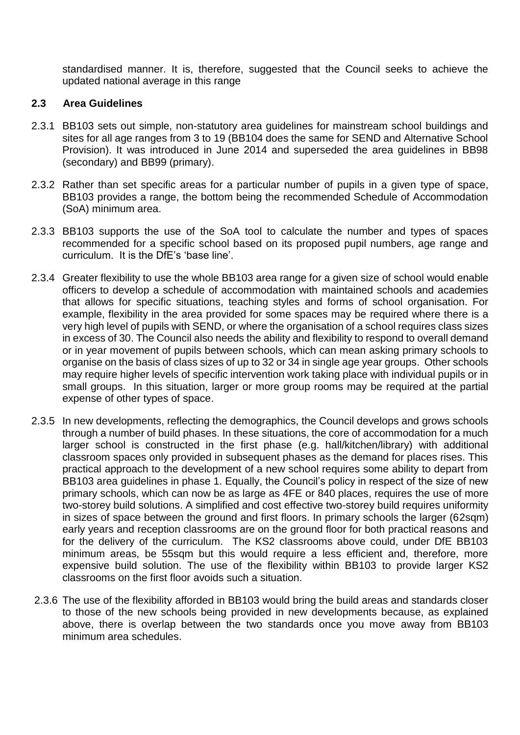standardised manner. It is, therefore, suggested that the Council seeks to achieve the updated national average in this range

## 2.3 Area Guidelines

2.3.1 BB103 sets out simple, non-statutory area guidelines for mainstream school buildings and sites for all age ranges from 3 to 19 (BB104 does the same for SEND and Alternative School Provision). It was introduced in June 2014 and superseded the area guidelines in BB98 (secondary) and BB99 (primary).

2.3.2 Rather than set specific areas for a particular number of pupils in a given type of space, BB103 provides a range, the bottom being the recommended Schedule of Accommodation (SoA) minimum area.

2.3.3 BB103 supports the use of the SoA tool to calculate the number and types of spaces recommended for a specific school based on its proposed pupil numbers, age range and curriculum. It is the DfE's 'base line'.

2.3.4 Greater flexibility to use the whole BB103 area range for a given size of school would enable officers to develop a schedule of accommodation with maintained schools and academies that allows for specific situations, teaching styles and forms of school organisation. For example, flexibility in the area provided for some spaces may be required where there is a very high level of pupils with SEND, or where the organisation of a school requires class sizes in excess of 30. The Council also needs the ability and flexibility to respond to overall demand or in year movement of pupils between schools, which can mean asking primary schools to organise on the basis of class sizes of up to 32 or 34 in single age year groups. Other schools may require higher levels of specific intervention work taking place with individual pupils or in small groups. In this situation, larger or more group rooms may be required at the partial expense of other types of space.

2.3.5 In new developments, reflecting the demographics, the Council develops and grows schools through a number of build phases. In these situations, the core of accommodation for a much larger school is constructed in the first phase (e.g. hall/kitchen/library) with additional classroom spaces only provided in subsequent phases as the demand for places rises. This practical approach to the development of a new school requires some ability to depart from BB103 area guidelines in phase 1. Equally, the Council's policy in respect of the size of new primary schools, which can now be as large as 4FE or 840 places, requires the use of more two-storey build solutions. A simplified and cost effective two-storey build requires uniformity in sizes of space between the ground and first floors. In primary schools the larger (62sqm) early years and reception classrooms are on the ground floor for both practical reasons and for the delivery of the curriculum. The KS2 classrooms above could, under DfE BB103 minimum areas, be 55sqm but this would require a less efficient and, therefore, more expensive build solution. The use of the flexibility within BB103 to provide larger KS2 classrooms on the first floor avoids such a situation.

2.3.6 The use of the flexibility afforded in BB103 would bring the build areas and standards closer to those of the new schools being provided in new developments because, as explained above, there is overlap between the two standards once you move away from BB103 minimum area schedules.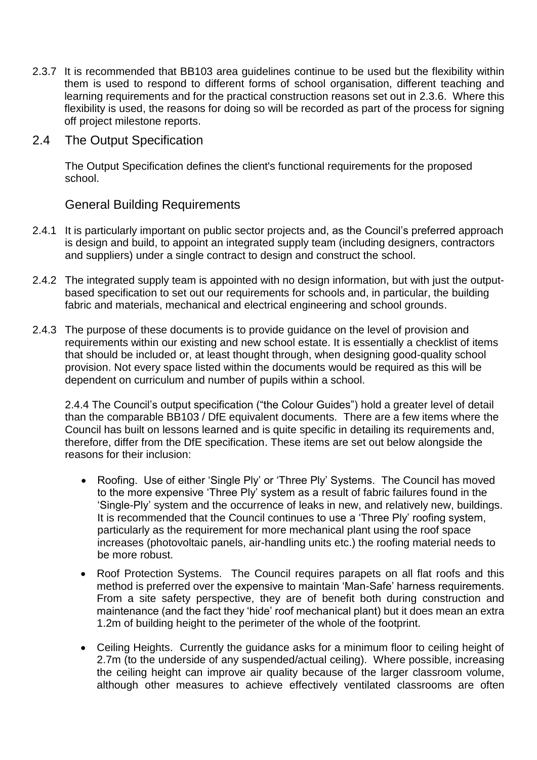2.3.7 It is recommended that BB103 area guidelines continue to be used but the flexibility within them is used to respond to different forms of school organisation, different teaching and learning requirements and for the practical construction reasons set out in 2.3.6. Where this flexibility is used, the reasons for doing so will be recorded as part of the process for signing off project milestone reports.

## 2.4 The Output Specification

The Output Specification defines the client's functional requirements for the proposed school.

### General Building Requirements

2.4.1 It is particularly important on public sector projects and, as the Council's preferred approach is design and build, to appoint an integrated supply team (including designers, contractors and suppliers) under a single contract to design and construct the school.

2.4.2 The integrated supply team is appointed with no design information, but with just the output-based specification to set out our requirements for schools and, in particular, the building fabric and materials, mechanical and electrical engineering and school grounds.

2.4.3 The purpose of these documents is to provide guidance on the level of provision and requirements within our existing and new school estate. It is essentially a checklist of items that should be included or, at least thought through, when designing good-quality school provision. Not every space listed within the documents would be required as this will be dependent on curriculum and number of pupils within a school.

2.4.4 The Council's output specification ("the Colour Guides") hold a greater level of detail than the comparable BB103 / DfE equivalent documents. There are a few items where the Council has built on lessons learned and is quite specific in detailing its requirements and, therefore, differ from the DfE specification. These items are set out below alongside the reasons for their inclusion:

- Roofing. Use of either 'Single Ply' or 'Three Ply' Systems. The Council has moved to the more expensive 'Three Ply' system as a result of fabric failures found in the 'Single-Ply' system and the occurrence of leaks in new, and relatively new, buildings. It is recommended that the Council continues to use a 'Three Ply' roofing system, particularly as the requirement for more mechanical plant using the roof space increases (photovoltaic panels, air-handling units etc.) the roofing material needs to be more robust.
- Roof Protection Systems. The Council requires parapets on all flat roofs and this method is preferred over the expensive to maintain 'Man-Safe' harness requirements. From a site safety perspective, they are of benefit both during construction and maintenance (and the fact they 'hide' roof mechanical plant) but it does mean an extra 1.2m of building height to the perimeter of the whole of the footprint.
- Ceiling Heights. Currently the guidance asks for a minimum floor to ceiling height of 2.7m (to the underside of any suspended/actual ceiling). Where possible, increasing the ceiling height can improve air quality because of the larger classroom volume, although other measures to achieve effectively ventilated classrooms are often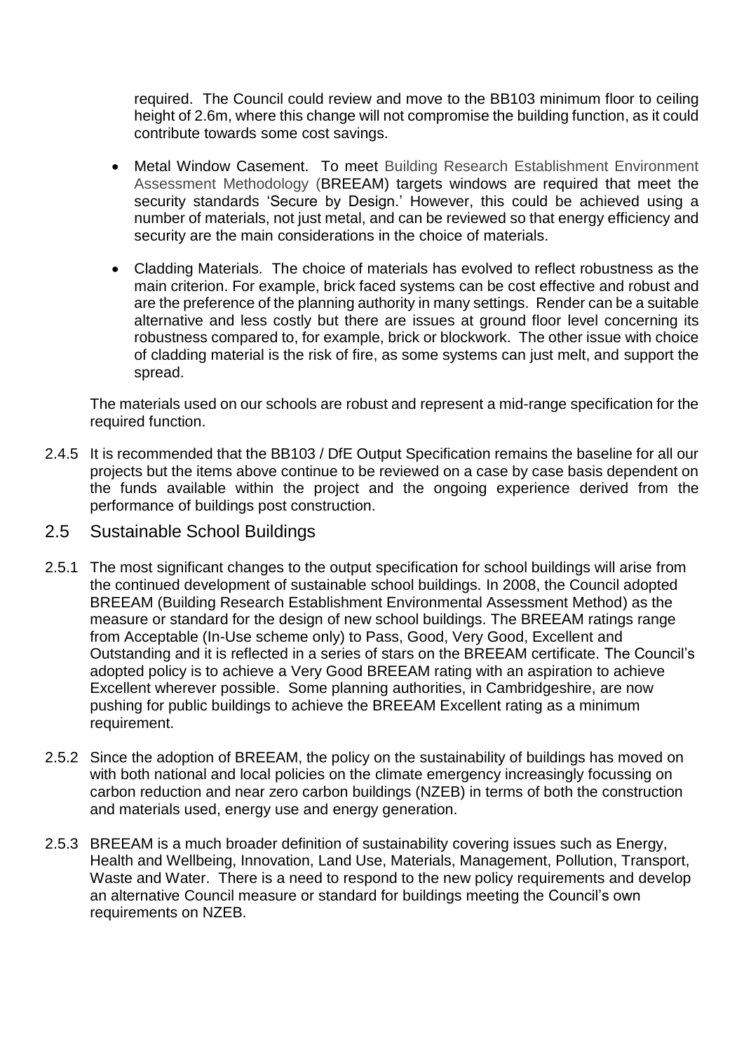required. The Council could review and move to the BB103 minimum floor to ceiling height of 2.6m, where this change will not compromise the building function, as it could contribute towards some cost savings.

- Metal Window Casement. To meet Building Research Establishment Environment Assessment Methodology (BREEAM) targets windows are required that meet the security standards 'Secure by Design.' However, this could be achieved using a number of materials, not just metal, and can be reviewed so that energy efficiency and security are the main considerations in the choice of materials.

- Cladding Materials. The choice of materials has evolved to reflect robustness as the main criterion. For example, brick faced systems can be cost effective and robust and are the preference of the planning authority in many settings. Render can be a suitable alternative and less costly but there are issues at ground floor level concerning its robustness compared to, for example, brick or blockwork. The other issue with choice of cladding material is the risk of fire, as some systems can just melt, and support the spread.

The materials used on our schools are robust and represent a mid-range specification for the required function.

2.4.5 It is recommended that the BB103 / DfE Output Specification remains the baseline for all our projects but the items above continue to be reviewed on a case by case basis dependent on the funds available within the project and the ongoing experience derived from the performance of buildings post construction.

## 2.5 Sustainable School Buildings

2.5.1 The most significant changes to the output specification for school buildings will arise from the continued development of sustainable school buildings. In 2008, the Council adopted BREEAM (Building Research Establishment Environmental Assessment Method) as the measure or standard for the design of new school buildings. The BREEAM ratings range from Acceptable (In-Use scheme only) to Pass, Good, Very Good, Excellent and Outstanding and it is reflected in a series of stars on the BREEAM certificate. The Council's adopted policy is to achieve a Very Good BREEAM rating with an aspiration to achieve Excellent wherever possible. Some planning authorities, in Cambridgeshire, are now pushing for public buildings to achieve the BREEAM Excellent rating as a minimum requirement.

2.5.2 Since the adoption of BREEAM, the policy on the sustainability of buildings has moved on with both national and local policies on the climate emergency increasingly focussing on carbon reduction and near zero carbon buildings (NZEB) in terms of both the construction and materials used, energy use and energy generation.

2.5.3 BREEAM is a much broader definition of sustainability covering issues such as Energy, Health and Wellbeing, Innovation, Land Use, Materials, Management, Pollution, Transport, Waste and Water. There is a need to respond to the new policy requirements and develop an alternative Council measure or standard for buildings meeting the Council's own requirements on NZEB.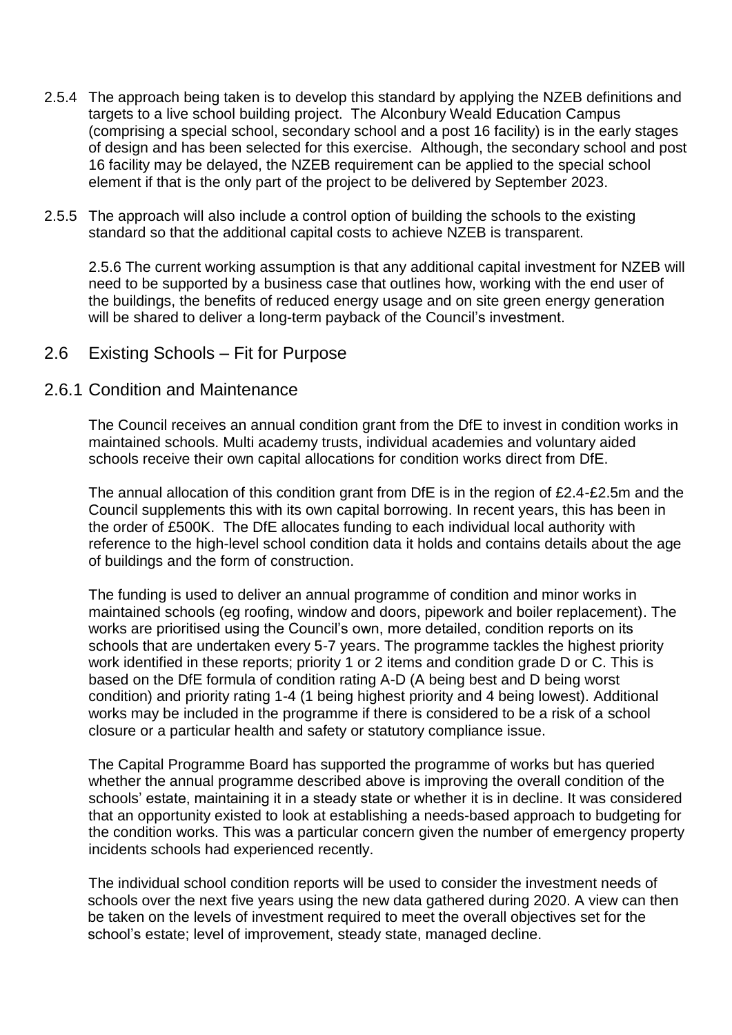2.5.4 The approach being taken is to develop this standard by applying the NZEB definitions and targets to a live school building project. The Alconbury Weald Education Campus (comprising a special school, secondary school and a post 16 facility) is in the early stages of design and has been selected for this exercise. Although, the secondary school and post 16 facility may be delayed, the NZEB requirement can be applied to the special school element if that is the only part of the project to be delivered by September 2023.

2.5.5 The approach will also include a control option of building the schools to the existing standard so that the additional capital costs to achieve NZEB is transparent.

2.5.6 The current working assumption is that any additional capital investment for NZEB will need to be supported by a business case that outlines how, working with the end user of the buildings, the benefits of reduced energy usage and on site green energy generation will be shared to deliver a long-term payback of the Council's investment.

## 2.6 Existing Schools – Fit for Purpose

### 2.6.1 Condition and Maintenance

The Council receives an annual condition grant from the DfE to invest in condition works in maintained schools. Multi academy trusts, individual academies and voluntary aided schools receive their own capital allocations for condition works direct from DfE.

The annual allocation of this condition grant from DfE is in the region of £2.4-£2.5m and the Council supplements this with its own capital borrowing. In recent years, this has been in the order of £500K. The DfE allocates funding to each individual local authority with reference to the high-level school condition data it holds and contains details about the age of buildings and the form of construction.

The funding is used to deliver an annual programme of condition and minor works in maintained schools (eg roofing, window and doors, pipework and boiler replacement). The works are prioritised using the Council's own, more detailed, condition reports on its schools that are undertaken every 5-7 years. The programme tackles the highest priority work identified in these reports; priority 1 or 2 items and condition grade D or C. This is based on the DfE formula of condition rating A-D (A being best and D being worst condition) and priority rating 1-4 (1 being highest priority and 4 being lowest). Additional works may be included in the programme if there is considered to be a risk of a school closure or a particular health and safety or statutory compliance issue.

The Capital Programme Board has supported the programme of works but has queried whether the annual programme described above is improving the overall condition of the schools' estate, maintaining it in a steady state or whether it is in decline. It was considered that an opportunity existed to look at establishing a needs-based approach to budgeting for the condition works. This was a particular concern given the number of emergency property incidents schools had experienced recently.

The individual school condition reports will be used to consider the investment needs of schools over the next five years using the new data gathered during 2020. A view can then be taken on the levels of investment required to meet the overall objectives set for the school's estate; level of improvement, steady state, managed decline.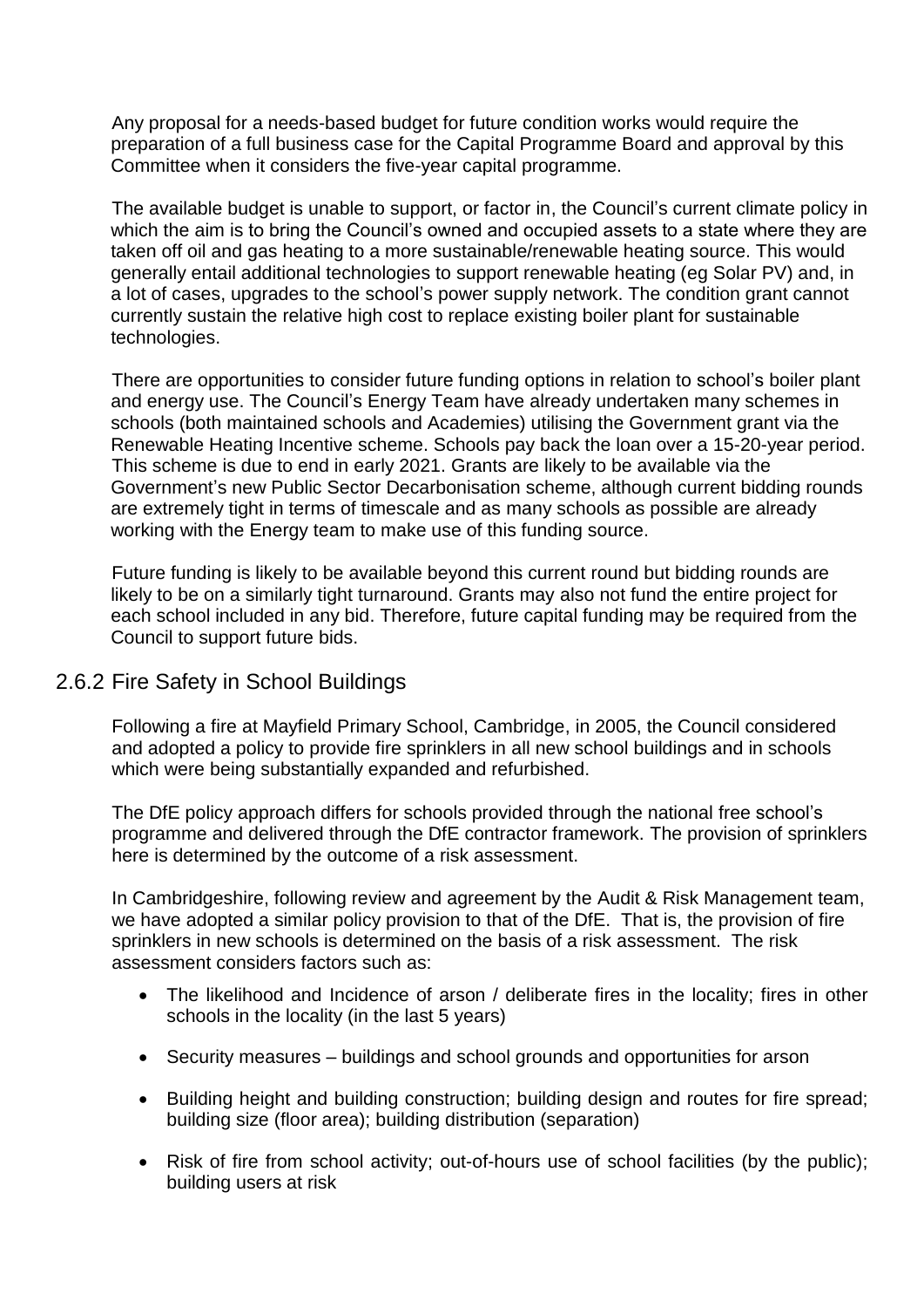Any proposal for a needs-based budget for future condition works would require the preparation of a full business case for the Capital Programme Board and approval by this Committee when it considers the five-year capital programme.

The available budget is unable to support, or factor in, the Council's current climate policy in which the aim is to bring the Council's owned and occupied assets to a state where they are taken off oil and gas heating to a more sustainable/renewable heating source. This would generally entail additional technologies to support renewable heating (eg Solar PV) and, in a lot of cases, upgrades to the school's power supply network. The condition grant cannot currently sustain the relative high cost to replace existing boiler plant for sustainable technologies.

There are opportunities to consider future funding options in relation to school's boiler plant and energy use. The Council's Energy Team have already undertaken many schemes in schools (both maintained schools and Academies) utilising the Government grant via the Renewable Heating Incentive scheme. Schools pay back the loan over a 15-20-year period. This scheme is due to end in early 2021. Grants are likely to be available via the Government's new Public Sector Decarbonisation scheme, although current bidding rounds are extremely tight in terms of timescale and as many schools as possible are already working with the Energy team to make use of this funding source.

Future funding is likely to be available beyond this current round but bidding rounds are likely to be on a similarly tight turnaround. Grants may also not fund the entire project for each school included in any bid. Therefore, future capital funding may be required from the Council to support future bids.

### 2.6.2 Fire Safety in School Buildings

Following a fire at Mayfield Primary School, Cambridge, in 2005, the Council considered and adopted a policy to provide fire sprinklers in all new school buildings and in schools which were being substantially expanded and refurbished.

The DfE policy approach differs for schools provided through the national free school's programme and delivered through the DfE contractor framework. The provision of sprinklers here is determined by the outcome of a risk assessment.

In Cambridgeshire, following review and agreement by the Audit & Risk Management team, we have adopted a similar policy provision to that of the DfE. That is, the provision of fire sprinklers in new schools is determined on the basis of a risk assessment. The risk assessment considers factors such as:

- The likelihood and Incidence of arson / deliberate fires in the locality; fires in other schools in the locality (in the last 5 years)
- Security measures – buildings and school grounds and opportunities for arson
- Building height and building construction; building design and routes for fire spread; building size (floor area); building distribution (separation)
- Risk of fire from school activity; out-of-hours use of school facilities (by the public); building users at risk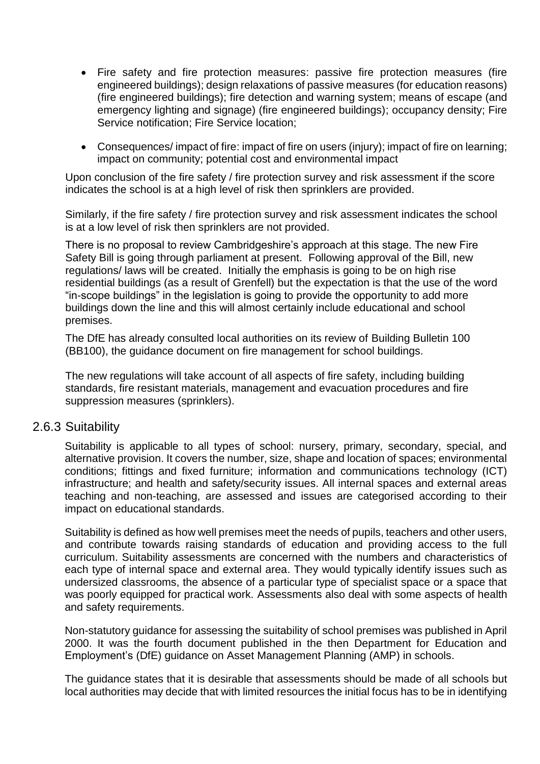- Fire safety and fire protection measures: passive fire protection measures (fire engineered buildings); design relaxations of passive measures (for education reasons) (fire engineered buildings); fire detection and warning system; means of escape (and emergency lighting and signage) (fire engineered buildings); occupancy density; Fire Service notification; Fire Service location;
- Consequences/ impact of fire: impact of fire on users (injury); impact of fire on learning; impact on community; potential cost and environmental impact

Upon conclusion of the fire safety / fire protection survey and risk assessment if the score indicates the school is at a high level of risk then sprinklers are provided.

Similarly, if the fire safety / fire protection survey and risk assessment indicates the school is at a low level of risk then sprinklers are not provided.

There is no proposal to review Cambridgeshire's approach at this stage. The new Fire Safety Bill is going through parliament at present. Following approval of the Bill, new regulations/ laws will be created. Initially the emphasis is going to be on high rise residential buildings (as a result of Grenfell) but the expectation is that the use of the word "in-scope buildings" in the legislation is going to provide the opportunity to add more buildings down the line and this will almost certainly include educational and school premises.

The DfE has already consulted local authorities on its review of Building Bulletin 100 (BB100), the guidance document on fire management for school buildings.

The new regulations will take account of all aspects of fire safety, including building standards, fire resistant materials, management and evacuation procedures and fire suppression measures (sprinklers).

### 2.6.3 Suitability

Suitability is applicable to all types of school: nursery, primary, secondary, special, and alternative provision. It covers the number, size, shape and location of spaces; environmental conditions; fittings and fixed furniture; information and communications technology (ICT) infrastructure; and health and safety/security issues. All internal spaces and external areas teaching and non-teaching, are assessed and issues are categorised according to their impact on educational standards.

Suitability is defined as how well premises meet the needs of pupils, teachers and other users, and contribute towards raising standards of education and providing access to the full curriculum. Suitability assessments are concerned with the numbers and characteristics of each type of internal space and external area. They would typically identify issues such as undersized classrooms, the absence of a particular type of specialist space or a space that was poorly equipped for practical work. Assessments also deal with some aspects of health and safety requirements.

Non-statutory guidance for assessing the suitability of school premises was published in April 2000. It was the fourth document published in the then Department for Education and Employment's (DfE) guidance on Asset Management Planning (AMP) in schools.

The guidance states that it is desirable that assessments should be made of all schools but local authorities may decide that with limited resources the initial focus has to be in identifying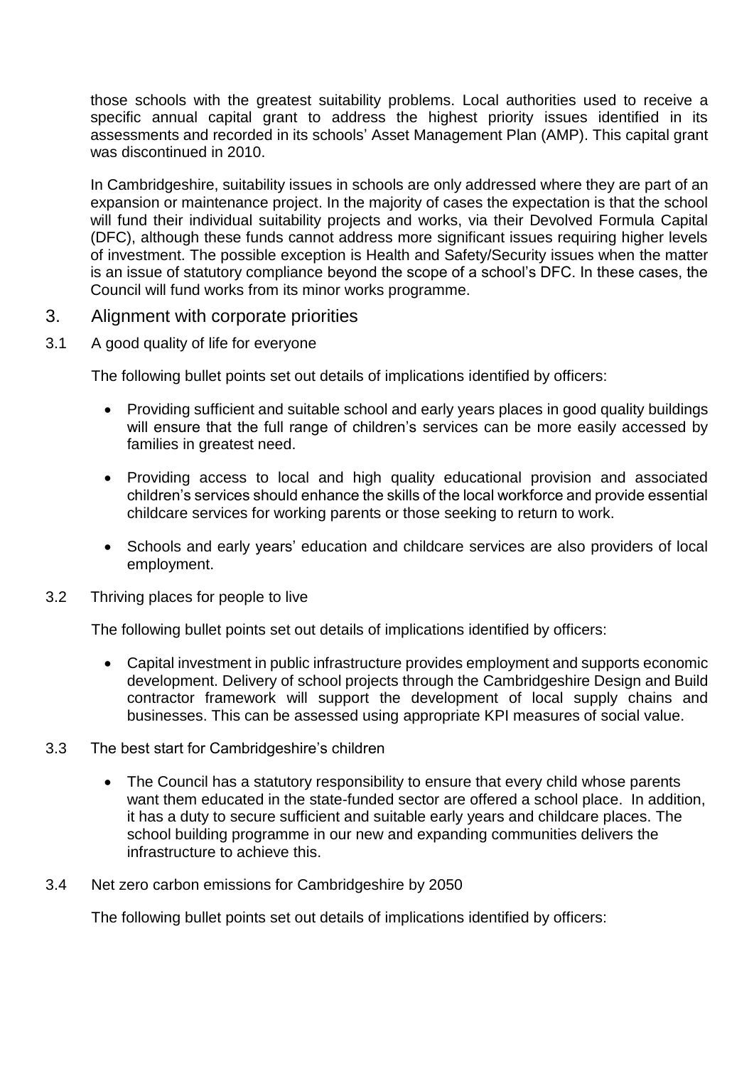those schools with the greatest suitability problems. Local authorities used to receive a specific annual capital grant to address the highest priority issues identified in its assessments and recorded in its schools' Asset Management Plan (AMP). This capital grant was discontinued in 2010.

In Cambridgeshire, suitability issues in schools are only addressed where they are part of an expansion or maintenance project. In the majority of cases the expectation is that the school will fund their individual suitability projects and works, via their Devolved Formula Capital (DFC), although these funds cannot address more significant issues requiring higher levels of investment. The possible exception is Health and Safety/Security issues when the matter is an issue of statutory compliance beyond the scope of a school's DFC. In these cases, the Council will fund works from its minor works programme.

## 3. Alignment with corporate priorities

### 3.1 A good quality of life for everyone

The following bullet points set out details of implications identified by officers:

- Providing sufficient and suitable school and early years places in good quality buildings will ensure that the full range of children's services can be more easily accessed by families in greatest need.
- Providing access to local and high quality educational provision and associated children's services should enhance the skills of the local workforce and provide essential childcare services for working parents or those seeking to return to work.
- Schools and early years' education and childcare services are also providers of local employment.

### 3.2 Thriving places for people to live

The following bullet points set out details of implications identified by officers:

- Capital investment in public infrastructure provides employment and supports economic development. Delivery of school projects through the Cambridgeshire Design and Build contractor framework will support the development of local supply chains and businesses. This can be assessed using appropriate KPI measures of social value.

### 3.3 The best start for Cambridgeshire's children

- The Council has a statutory responsibility to ensure that every child whose parents want them educated in the state-funded sector are offered a school place. In addition, it has a duty to secure sufficient and suitable early years and childcare places. The school building programme in our new and expanding communities delivers the infrastructure to achieve this.

### 3.4 Net zero carbon emissions for Cambridgeshire by 2050

The following bullet points set out details of implications identified by officers: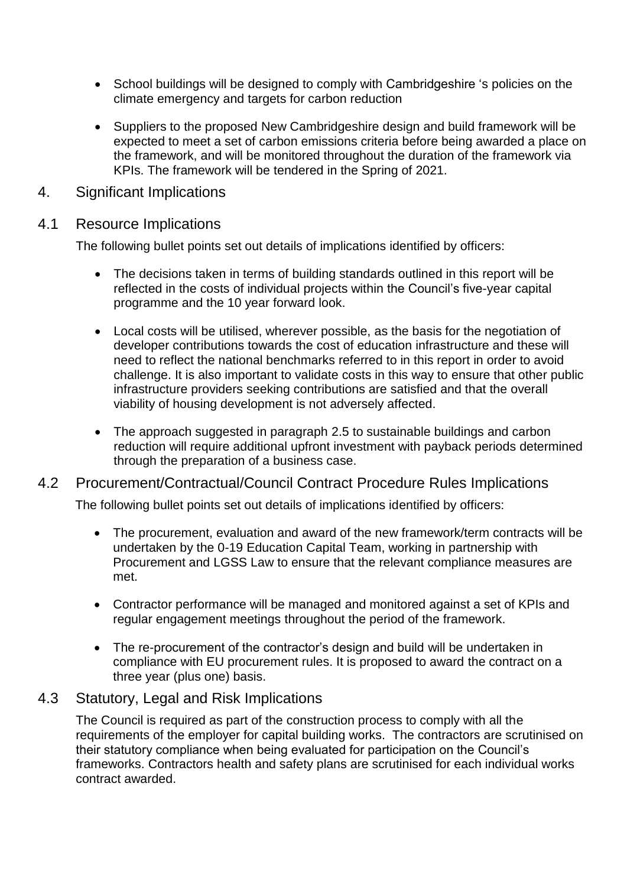- School buildings will be designed to comply with Cambridgeshire 's policies on the climate emergency and targets for carbon reduction

- Suppliers to the proposed New Cambridgeshire design and build framework will be expected to meet a set of carbon emissions criteria before being awarded a place on the framework, and will be monitored throughout the duration of the framework via KPIs. The framework will be tendered in the Spring of 2021.

## 4. Significant Implications

### 4.1 Resource Implications

The following bullet points set out details of implications identified by officers:

- The decisions taken in terms of building standards outlined in this report will be reflected in the costs of individual projects within the Council's five-year capital programme and the 10 year forward look.

- Local costs will be utilised, wherever possible, as the basis for the negotiation of developer contributions towards the cost of education infrastructure and these will need to reflect the national benchmarks referred to in this report in order to avoid challenge. It is also important to validate costs in this way to ensure that other public infrastructure providers seeking contributions are satisfied and that the overall viability of housing development is not adversely affected.

- The approach suggested in paragraph 2.5 to sustainable buildings and carbon reduction will require additional upfront investment with payback periods determined through the preparation of a business case.

### 4.2 Procurement/Contractual/Council Contract Procedure Rules Implications

The following bullet points set out details of implications identified by officers:

- The procurement, evaluation and award of the new framework/term contracts will be undertaken by the 0-19 Education Capital Team, working in partnership with Procurement and LGSS Law to ensure that the relevant compliance measures are met.

- Contractor performance will be managed and monitored against a set of KPIs and regular engagement meetings throughout the period of the framework.

- The re-procurement of the contractor's design and build will be undertaken in compliance with EU procurement rules. It is proposed to award the contract on a three year (plus one) basis.

### 4.3 Statutory, Legal and Risk Implications

The Council is required as part of the construction process to comply with all the requirements of the employer for capital building works. The contractors are scrutinised on their statutory compliance when being evaluated for participation on the Council's frameworks. Contractors health and safety plans are scrutinised for each individual works contract awarded.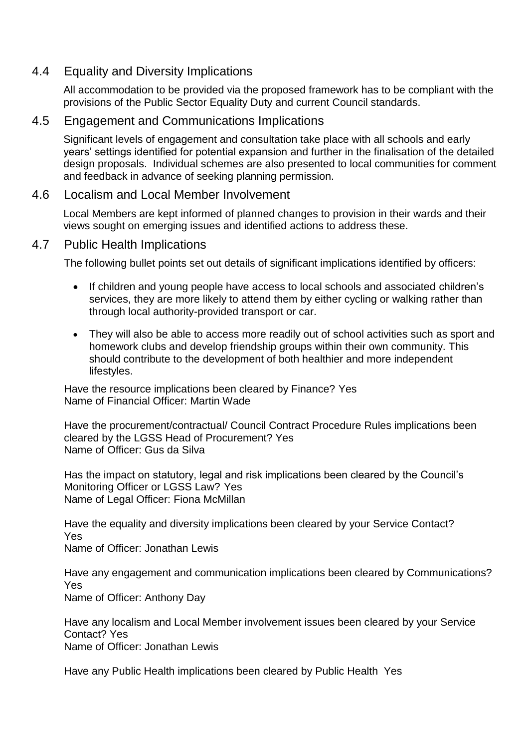## 4.4 Equality and Diversity Implications

All accommodation to be provided via the proposed framework has to be compliant with the provisions of the Public Sector Equality Duty and current Council standards.

## 4.5 Engagement and Communications Implications

Significant levels of engagement and consultation take place with all schools and early years' settings identified for potential expansion and further in the finalisation of the detailed design proposals. Individual schemes are also presented to local communities for comment and feedback in advance of seeking planning permission.

## 4.6 Localism and Local Member Involvement

Local Members are kept informed of planned changes to provision in their wards and their views sought on emerging issues and identified actions to address these.

## 4.7 Public Health Implications

The following bullet points set out details of significant implications identified by officers:

- If children and young people have access to local schools and associated children's services, they are more likely to attend them by either cycling or walking rather than through local authority-provided transport or car.
- They will also be able to access more readily out of school activities such as sport and homework clubs and develop friendship groups within their own community. This should contribute to the development of both healthier and more independent lifestyles.

Have the resource implications been cleared by Finance? Yes
Name of Financial Officer: Martin Wade

Have the procurement/contractual/ Council Contract Procedure Rules implications been cleared by the LGSS Head of Procurement? Yes
Name of Officer: Gus da Silva

Has the impact on statutory, legal and risk implications been cleared by the Council's Monitoring Officer or LGSS Law? Yes
Name of Legal Officer: Fiona McMillan

Have the equality and diversity implications been cleared by your Service Contact? Yes
Name of Officer: Jonathan Lewis

Have any engagement and communication implications been cleared by Communications? Yes
Name of Officer: Anthony Day

Have any localism and Local Member involvement issues been cleared by your Service Contact? Yes
Name of Officer: Jonathan Lewis

Have any Public Health implications been cleared by Public Health Yes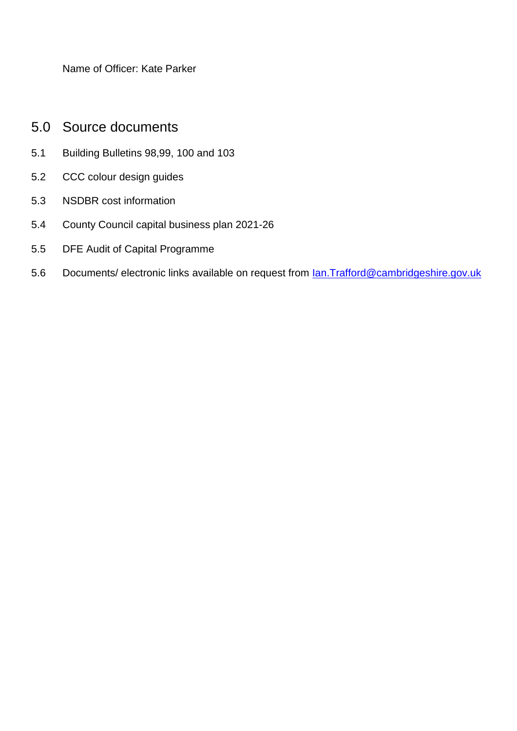Name of Officer: Kate Parker

## 5.0 Source documents

5.1 Building Bulletins 98,99, 100 and 103

5.2 CCC colour design guides

5.3 NSDBR cost information

5.4 County Council capital business plan 2021-26

5.5 DFE Audit of Capital Programme

5.6 Documents/ electronic links available on request from Ian.Trafford@cambridgeshire.gov.uk